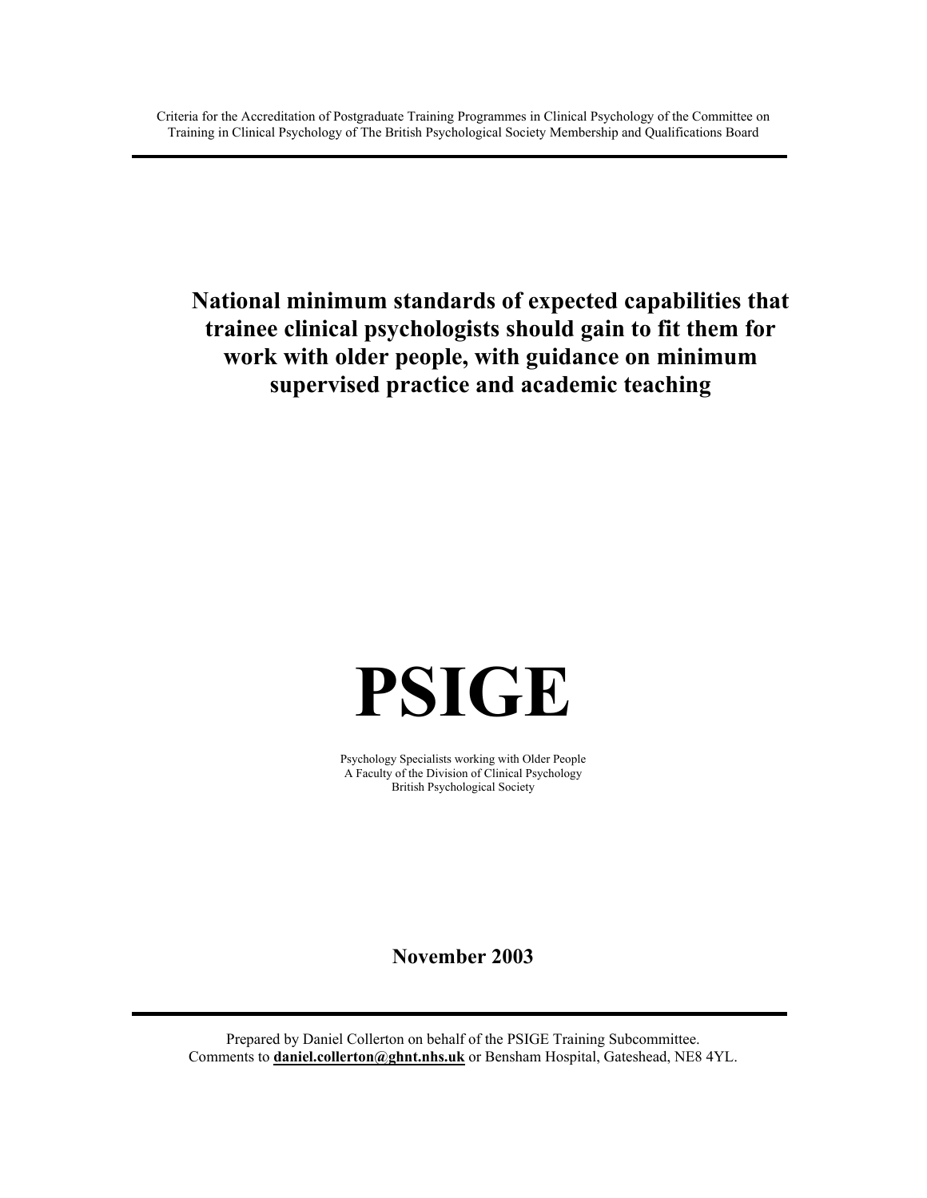Criteria for the Accreditation of Postgraduate Training Programmes in Clinical Psychology of the Committee on Training in Clinical Psychology of The British Psychological Society Membership and Qualifications Board

---

# National minimum standards of expected capabilities that trainee clinical psychologists should gain to fit them for work with older people, with guidance on minimum supervised practice and academic teaching

# PSIGE

Psychology Specialists working with Older People
A Faculty of the Division of Clinical Psychology
British Psychological Society

**November 2003**

---

Prepared by Daniel Collerton on behalf of the PSIGE Training Subcommittee.
Comments to **daniel.collerton@ghnt.nhs.uk** or Bensham Hospital, Gateshead, NE8 4YL.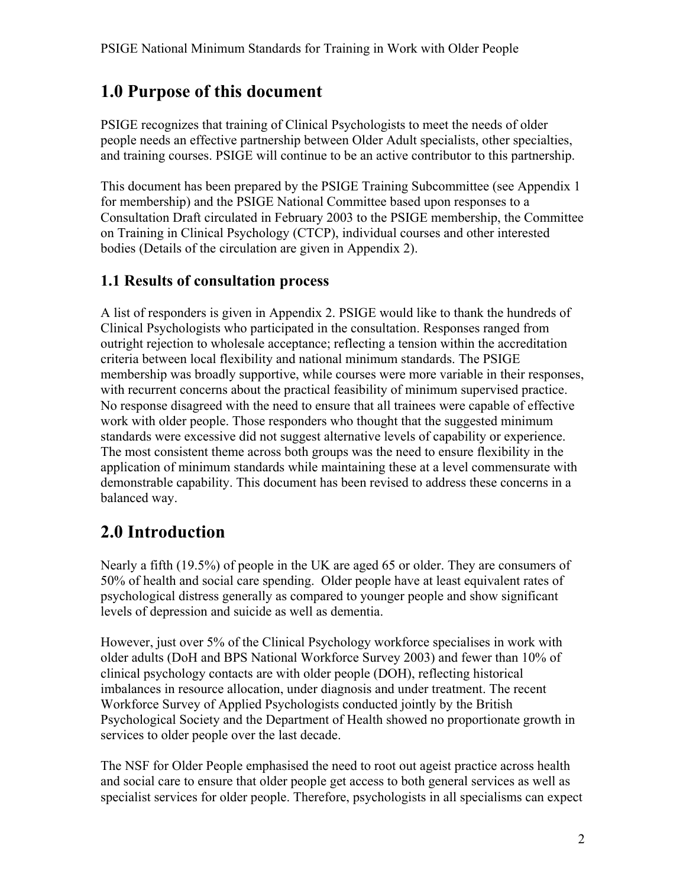# 1.0 Purpose of this document

PSIGE recognizes that training of Clinical Psychologists to meet the needs of older people needs an effective partnership between Older Adult specialists, other specialties, and training courses. PSIGE will continue to be an active contributor to this partnership.

This document has been prepared by the PSIGE Training Subcommittee (see Appendix 1 for membership) and the PSIGE National Committee based upon responses to a Consultation Draft circulated in February 2003 to the PSIGE membership, the Committee on Training in Clinical Psychology (CTCP), individual courses and other interested bodies (Details of the circulation are given in Appendix 2).

## 1.1 Results of consultation process

A list of responders is given in Appendix 2. PSIGE would like to thank the hundreds of Clinical Psychologists who participated in the consultation. Responses ranged from outright rejection to wholesale acceptance; reflecting a tension within the accreditation criteria between local flexibility and national minimum standards. The PSIGE membership was broadly supportive, while courses were more variable in their responses, with recurrent concerns about the practical feasibility of minimum supervised practice. No response disagreed with the need to ensure that all trainees were capable of effective work with older people. Those responders who thought that the suggested minimum standards were excessive did not suggest alternative levels of capability or experience. The most consistent theme across both groups was the need to ensure flexibility in the application of minimum standards while maintaining these at a level commensurate with demonstrable capability. This document has been revised to address these concerns in a balanced way.

# 2.0 Introduction

Nearly a fifth (19.5%) of people in the UK are aged 65 or older. They are consumers of 50% of health and social care spending. Older people have at least equivalent rates of psychological distress generally as compared to younger people and show significant levels of depression and suicide as well as dementia.

However, just over 5% of the Clinical Psychology workforce specialises in work with older adults (DoH and BPS National Workforce Survey 2003) and fewer than 10% of clinical psychology contacts are with older people (DOH), reflecting historical imbalances in resource allocation, under diagnosis and under treatment. The recent Workforce Survey of Applied Psychologists conducted jointly by the British Psychological Society and the Department of Health showed no proportionate growth in services to older people over the last decade.

The NSF for Older People emphasised the need to root out ageist practice across health and social care to ensure that older people get access to both general services as well as specialist services for older people. Therefore, psychologists in all specialisms can expect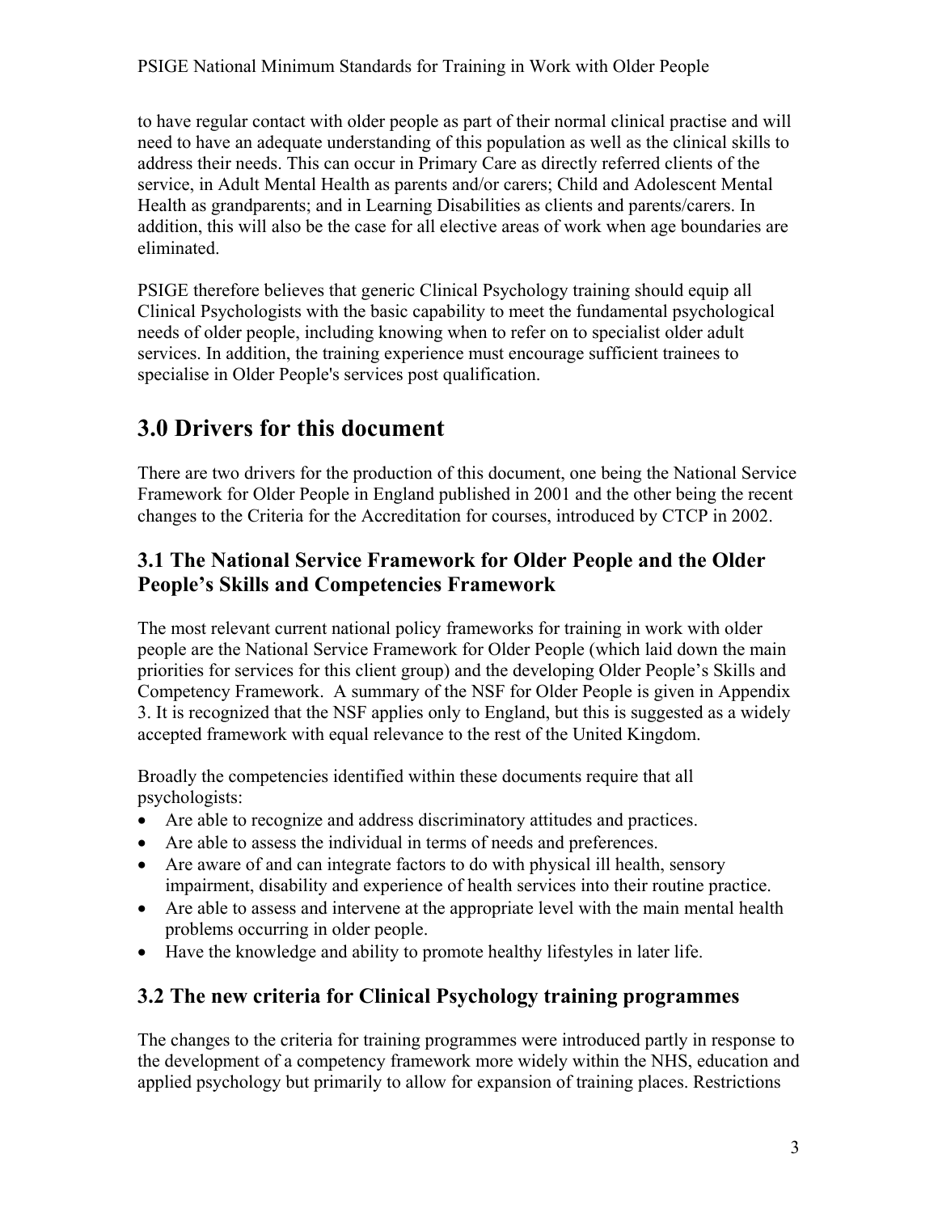to have regular contact with older people as part of their normal clinical practise and will need to have an adequate understanding of this population as well as the clinical skills to address their needs. This can occur in Primary Care as directly referred clients of the service, in Adult Mental Health as parents and/or carers; Child and Adolescent Mental Health as grandparents; and in Learning Disabilities as clients and parents/carers. In addition, this will also be the case for all elective areas of work when age boundaries are eliminated.

PSIGE therefore believes that generic Clinical Psychology training should equip all Clinical Psychologists with the basic capability to meet the fundamental psychological needs of older people, including knowing when to refer on to specialist older adult services. In addition, the training experience must encourage sufficient trainees to specialise in Older People's services post qualification.

# 3.0 Drivers for this document

There are two drivers for the production of this document, one being the National Service Framework for Older People in England published in 2001 and the other being the recent changes to the Criteria for the Accreditation for courses, introduced by CTCP in 2002.

## 3.1 The National Service Framework for Older People and the Older People's Skills and Competencies Framework

The most relevant current national policy frameworks for training in work with older people are the National Service Framework for Older People (which laid down the main priorities for services for this client group) and the developing Older People's Skills and Competency Framework. A summary of the NSF for Older People is given in Appendix 3. It is recognized that the NSF applies only to England, but this is suggested as a widely accepted framework with equal relevance to the rest of the United Kingdom.

Broadly the competencies identified within these documents require that all psychologists:

- Are able to recognize and address discriminatory attitudes and practices.
- Are able to assess the individual in terms of needs and preferences.
- Are aware of and can integrate factors to do with physical ill health, sensory impairment, disability and experience of health services into their routine practice.
- Are able to assess and intervene at the appropriate level with the main mental health problems occurring in older people.
- Have the knowledge and ability to promote healthy lifestyles in later life.

## 3.2 The new criteria for Clinical Psychology training programmes

The changes to the criteria for training programmes were introduced partly in response to the development of a competency framework more widely within the NHS, education and applied psychology but primarily to allow for expansion of training places. Restrictions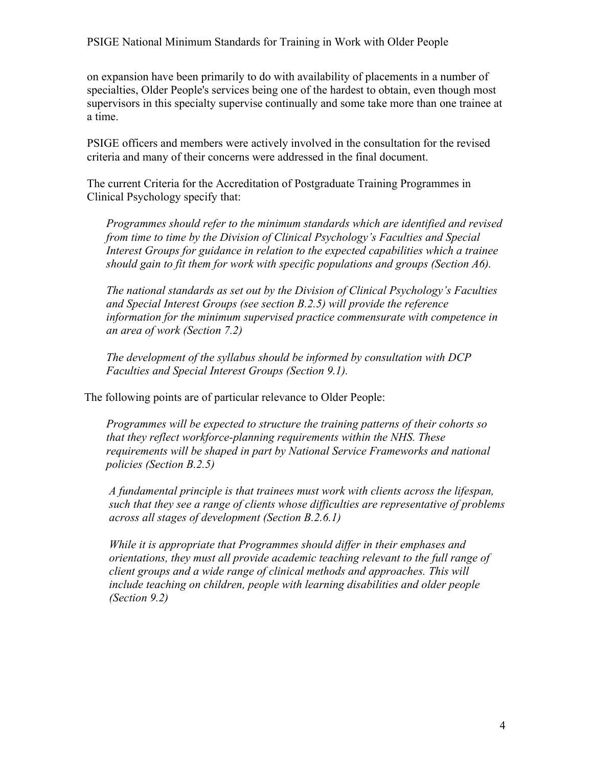on expansion have been primarily to do with availability of placements in a number of specialties, Older People's services being one of the hardest to obtain, even though most supervisors in this specialty supervise continually and some take more than one trainee at a time.

PSIGE officers and members were actively involved in the consultation for the revised criteria and many of their concerns were addressed in the final document.

The current Criteria for the Accreditation of Postgraduate Training Programmes in Clinical Psychology specify that:

> *Programmes should refer to the minimum standards which are identified and revised from time to time by the Division of Clinical Psychology's Faculties and Special Interest Groups for guidance in relation to the expected capabilities which a trainee should gain to fit them for work with specific populations and groups (Section A6).*
>
> *The national standards as set out by the Division of Clinical Psychology's Faculties and Special Interest Groups (see section B.2.5) will provide the reference information for the minimum supervised practice commensurate with competence in an area of work (Section 7.2)*
>
> *The development of the syllabus should be informed by consultation with DCP Faculties and Special Interest Groups (Section 9.1).*

The following points are of particular relevance to Older People:

> *Programmes will be expected to structure the training patterns of their cohorts so that they reflect workforce-planning requirements within the NHS. These requirements will be shaped in part by National Service Frameworks and national policies (Section B.2.5)*
>
> *A fundamental principle is that trainees must work with clients across the lifespan, such that they see a range of clients whose difficulties are representative of problems across all stages of development (Section B.2.6.1)*
>
> *While it is appropriate that Programmes should differ in their emphases and orientations, they must all provide academic teaching relevant to the full range of client groups and a wide range of clinical methods and approaches. This will include teaching on children, people with learning disabilities and older people (Section 9.2)*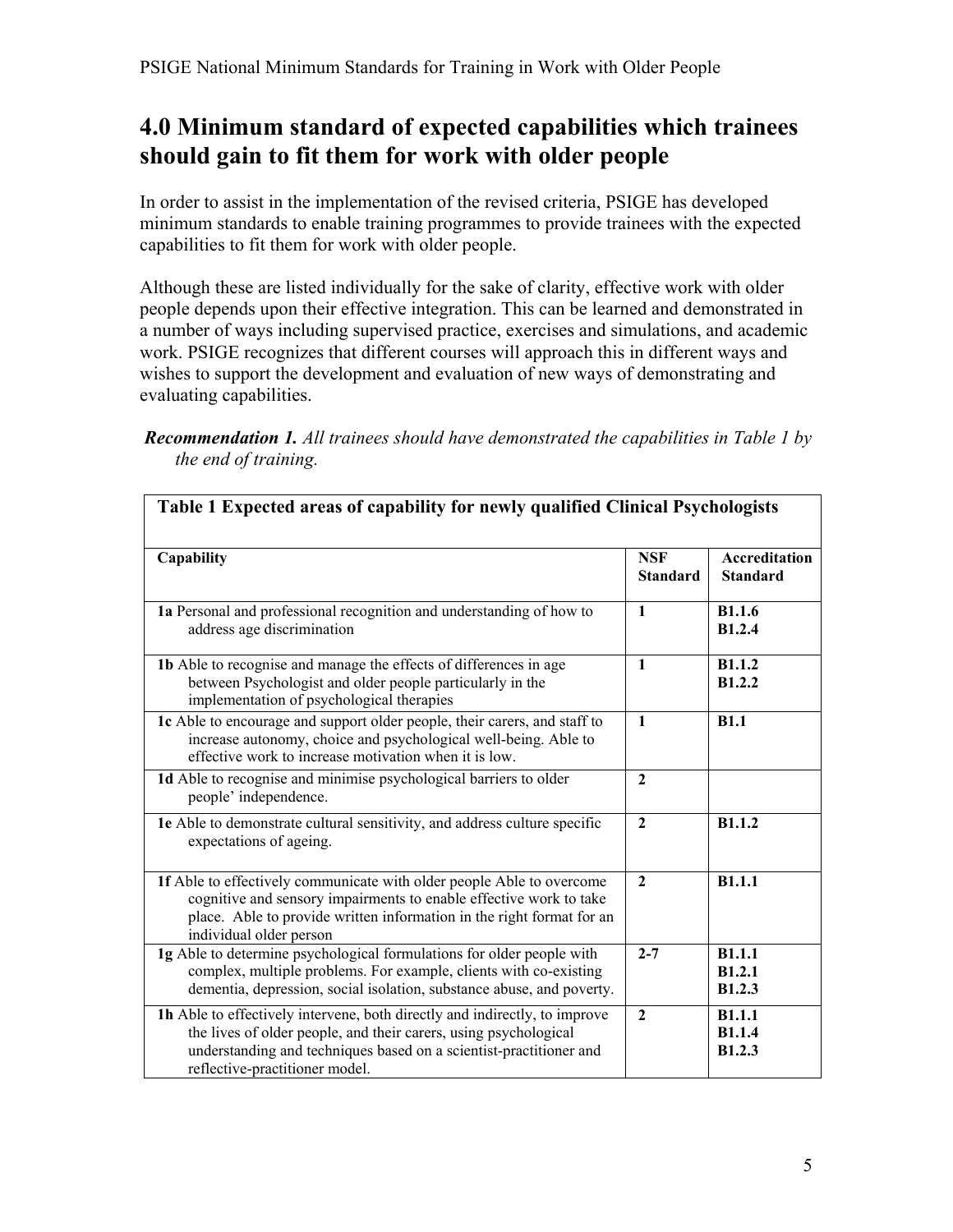## 4.0 Minimum standard of expected capabilities which trainees should gain to fit them for work with older people

In order to assist in the implementation of the revised criteria, PSIGE has developed minimum standards to enable training programmes to provide trainees with the expected capabilities to fit them for work with older people.

Although these are listed individually for the sake of clarity, effective work with older people depends upon their effective integration. This can be learned and demonstrated in a number of ways including supervised practice, exercises and simulations, and academic work. PSIGE recognizes that different courses will approach this in different ways and wishes to support the development and evaluation of new ways of demonstrating and evaluating capabilities.

***Recommendation 1.*** *All trainees should have demonstrated the capabilities in Table 1 by the end of training.*

**Table 1 Expected areas of capability for newly qualified Clinical Psychologists**

| Capability | NSF Standard | Accreditation Standard |
|---|---|---|
| **1a** Personal and professional recognition and understanding of how to address age discrimination | **1** | **B1.1.6**<br>**B1.2.4** |
| **1b** Able to recognise and manage the effects of differences in age between Psychologist and older people particularly in the implementation of psychological therapies | **1** | **B1.1.2**<br>**B1.2.2** |
| **1c** Able to encourage and support older people, their carers, and staff to increase autonomy, choice and psychological well-being. Able to effective work to increase motivation when it is low. | **1** | **B1.1** |
| **1d** Able to recognise and minimise psychological barriers to older people' independence. | **2** | |
| **1e** Able to demonstrate cultural sensitivity, and address culture specific expectations of ageing. | **2** | **B1.1.2** |
| **1f** Able to effectively communicate with older people Able to overcome cognitive and sensory impairments to enable effective work to take place. Able to provide written information in the right format for an individual older person | **2** | **B1.1.1** |
| **1g** Able to determine psychological formulations for older people with complex, multiple problems. For example, clients with co-existing dementia, depression, social isolation, substance abuse, and poverty. | **2-7** | **B1.1.1**<br>**B1.2.1**<br>**B1.2.3** |
| **1h** Able to effectively intervene, both directly and indirectly, to improve the lives of older people, and their carers, using psychological understanding and techniques based on a scientist-practitioner and reflective-practitioner model. | **2** | **B1.1.1**<br>**B1.1.4**<br>**B1.2.3** |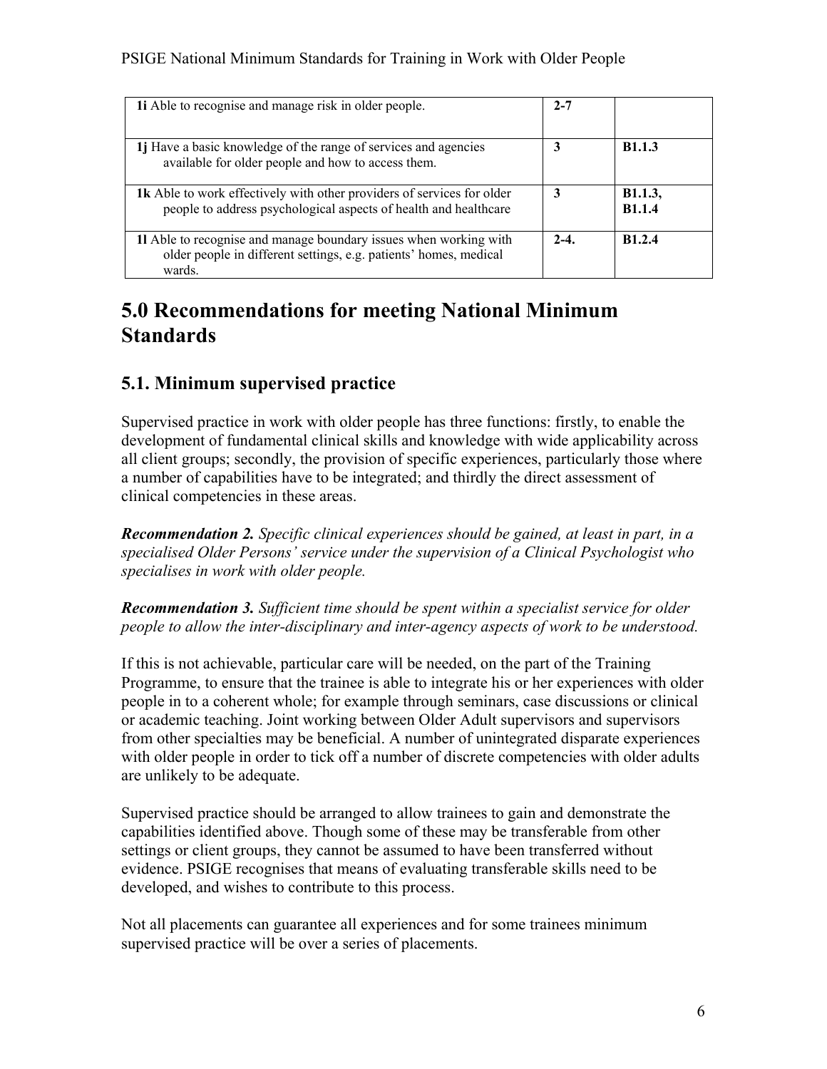| | | |
|---|---|---|
| **1i** Able to recognise and manage risk in older people. | **2-7** | |
| **1j** Have a basic knowledge of the range of services and agencies available for older people and how to access them. | **3** | **B1.1.3** |
| **1k** Able to work effectively with other providers of services for older people to address psychological aspects of health and healthcare | **3** | **B1.1.3, B1.1.4** |
| **1l** Able to recognise and manage boundary issues when working with older people in different settings, e.g. patients' homes, medical wards. | **2-4.** | **B1.2.4** |

# 5.0 Recommendations for meeting National Minimum Standards

## 5.1. Minimum supervised practice

Supervised practice in work with older people has three functions: firstly, to enable the development of fundamental clinical skills and knowledge with wide applicability across all client groups; secondly, the provision of specific experiences, particularly those where a number of capabilities have to be integrated; and thirdly the direct assessment of clinical competencies in these areas.

***Recommendation 2.*** *Specific clinical experiences should be gained, at least in part, in a specialised Older Persons' service under the supervision of a Clinical Psychologist who specialises in work with older people.*

***Recommendation 3.*** *Sufficient time should be spent within a specialist service for older people to allow the inter-disciplinary and inter-agency aspects of work to be understood.*

If this is not achievable, particular care will be needed, on the part of the Training Programme, to ensure that the trainee is able to integrate his or her experiences with older people in to a coherent whole; for example through seminars, case discussions or clinical or academic teaching. Joint working between Older Adult supervisors and supervisors from other specialties may be beneficial. A number of unintegrated disparate experiences with older people in order to tick off a number of discrete competencies with older adults are unlikely to be adequate.

Supervised practice should be arranged to allow trainees to gain and demonstrate the capabilities identified above. Though some of these may be transferable from other settings or client groups, they cannot be assumed to have been transferred without evidence. PSIGE recognises that means of evaluating transferable skills need to be developed, and wishes to contribute to this process.

Not all placements can guarantee all experiences and for some trainees minimum supervised practice will be over a series of placements.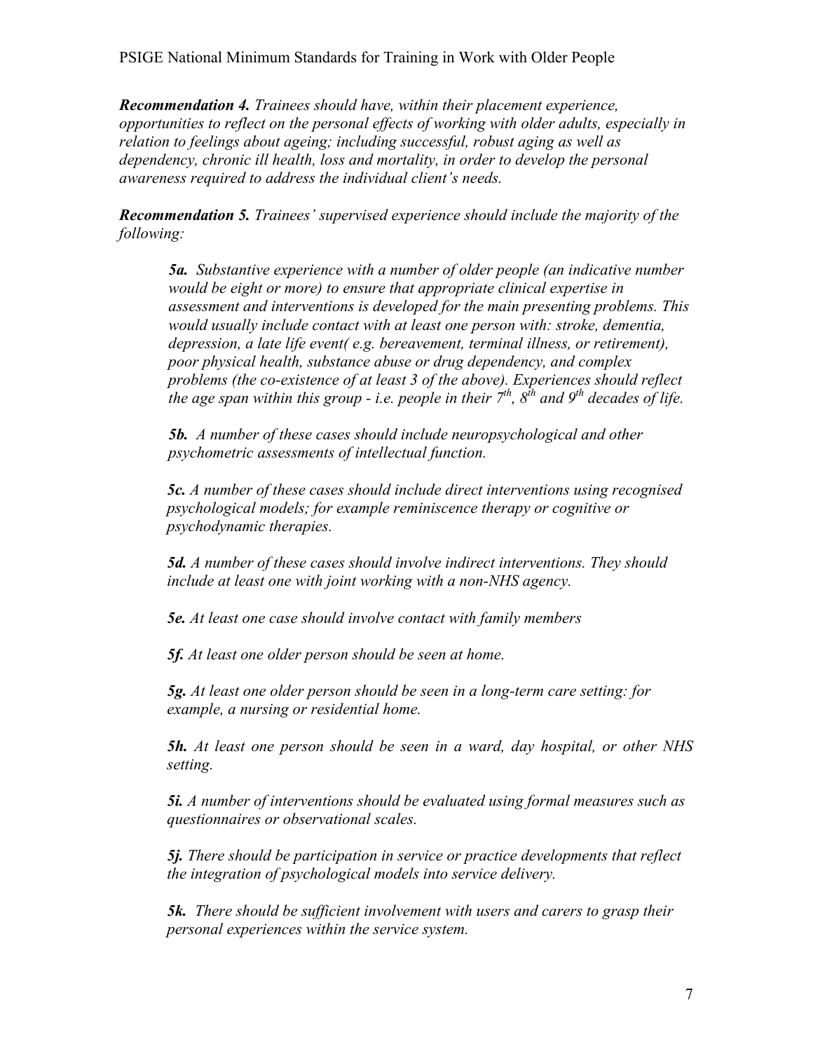***Recommendation 4.*** *Trainees should have, within their placement experience, opportunities to reflect on the personal effects of working with older adults, especially in relation to feelings about ageing; including successful, robust aging as well as dependency, chronic ill health, loss and mortality, in order to develop the personal awareness required to address the individual client's needs.*

***Recommendation 5.*** *Trainees' supervised experience should include the majority of the following:*

> ***5a.*** *Substantive experience with a number of older people (an indicative number would be eight or more) to ensure that appropriate clinical expertise in assessment and interventions is developed for the main presenting problems. This would usually include contact with at least one person with: stroke, dementia, depression, a late life event( e.g. bereavement, terminal illness, or retirement), poor physical health, substance abuse or drug dependency, and complex problems (the co-existence of at least 3 of the above). Experiences should reflect the age span within this group - i.e. people in their 7th, 8th and 9th decades of life.*
>
> ***5b.*** *A number of these cases should include neuropsychological and other psychometric assessments of intellectual function.*
>
> ***5c.*** *A number of these cases should include direct interventions using recognised psychological models; for example reminiscence therapy or cognitive or psychodynamic therapies.*
>
> ***5d.*** *A number of these cases should involve indirect interventions. They should include at least one with joint working with a non-NHS agency.*
>
> ***5e.*** *At least one case should involve contact with family members*
>
> ***5f.*** *At least one older person should be seen at home.*
>
> ***5g.*** *At least one older person should be seen in a long-term care setting: for example, a nursing or residential home.*
>
> ***5h.*** *At least one person should be seen in a ward, day hospital, or other NHS setting.*
>
> ***5i.*** *A number of interventions should be evaluated using formal measures such as questionnaires or observational scales.*
>
> ***5j.*** *There should be participation in service or practice developments that reflect the integration of psychological models into service delivery.*
>
> ***5k.*** *There should be sufficient involvement with users and carers to grasp their personal experiences within the service system.*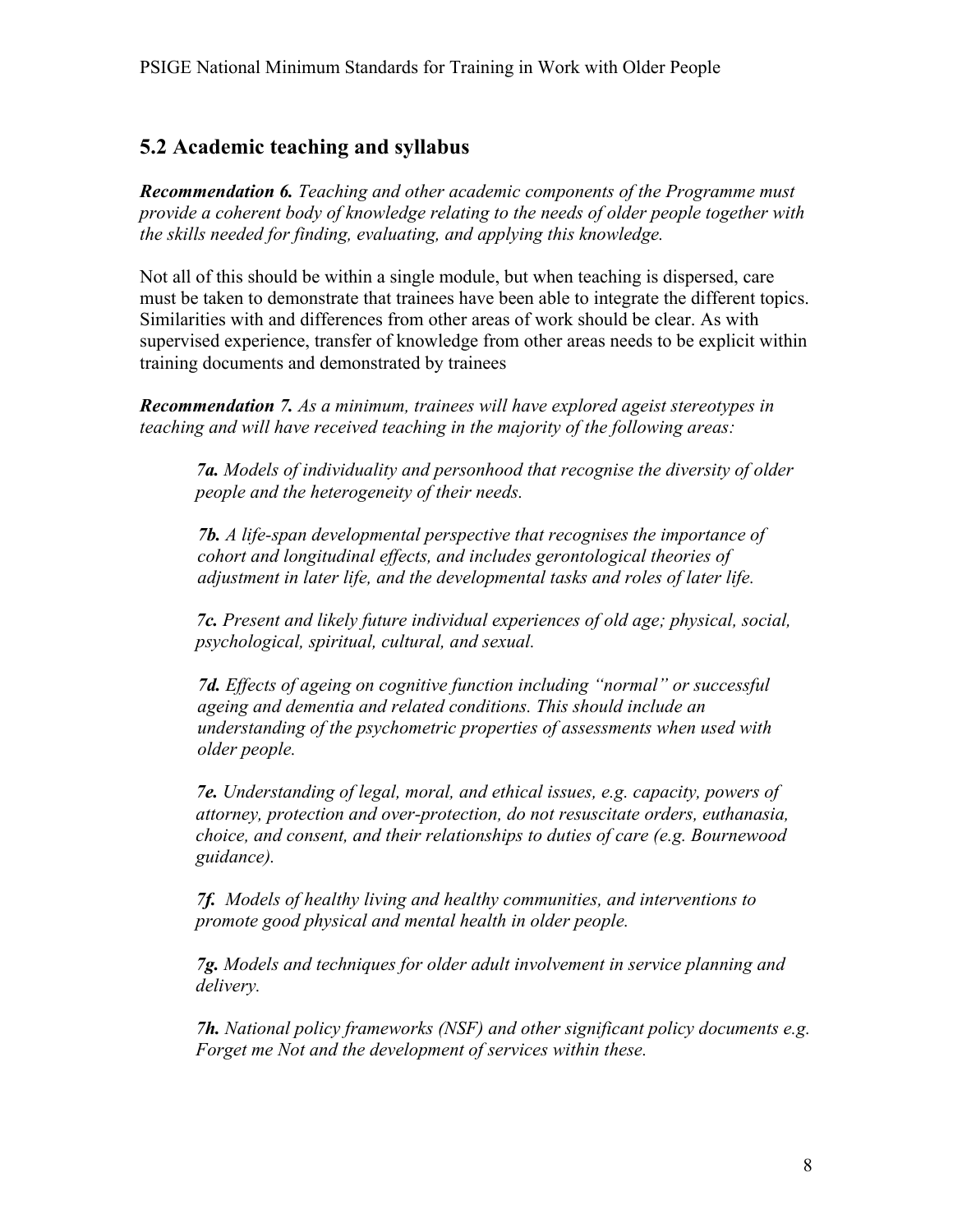## 5.2 Academic teaching and syllabus

***Recommendation 6.*** *Teaching and other academic components of the Programme must provide a coherent body of knowledge relating to the needs of older people together with the skills needed for finding, evaluating, and applying this knowledge.*

Not all of this should be within a single module, but when teaching is dispersed, care must be taken to demonstrate that trainees have been able to integrate the different topics. Similarities with and differences from other areas of work should be clear. As with supervised experience, transfer of knowledge from other areas needs to be explicit within training documents and demonstrated by trainees

***Recommendation 7.*** *As a minimum, trainees will have explored ageist stereotypes in teaching and will have received teaching in the majority of the following areas:*

> *7**a.** Models of individuality and personhood that recognise the diversity of older people and the heterogeneity of their needs.*
>
> *7**b.** A life-span developmental perspective that recognises the importance of cohort and longitudinal effects, and includes gerontological theories of adjustment in later life, and the developmental tasks and roles of later life.*
>
> *7**c.** Present and likely future individual experiences of old age; physical, social, psychological, spiritual, cultural, and sexual.*
>
> *7**d.** Effects of ageing on cognitive function including "normal" or successful ageing and dementia and related conditions. This should include an understanding of the psychometric properties of assessments when used with older people.*
>
> *7**e.** Understanding of legal, moral, and ethical issues, e.g. capacity, powers of attorney, protection and over-protection, do not resuscitate orders, euthanasia, choice, and consent, and their relationships to duties of care (e.g. Bournewood guidance).*
>
> *7**f.** Models of healthy living and healthy communities, and interventions to promote good physical and mental health in older people.*
>
> *7**g.** Models and techniques for older adult involvement in service planning and delivery.*
>
> *7**h.** National policy frameworks (NSF) and other significant policy documents e.g. Forget me Not and the development of services within these.*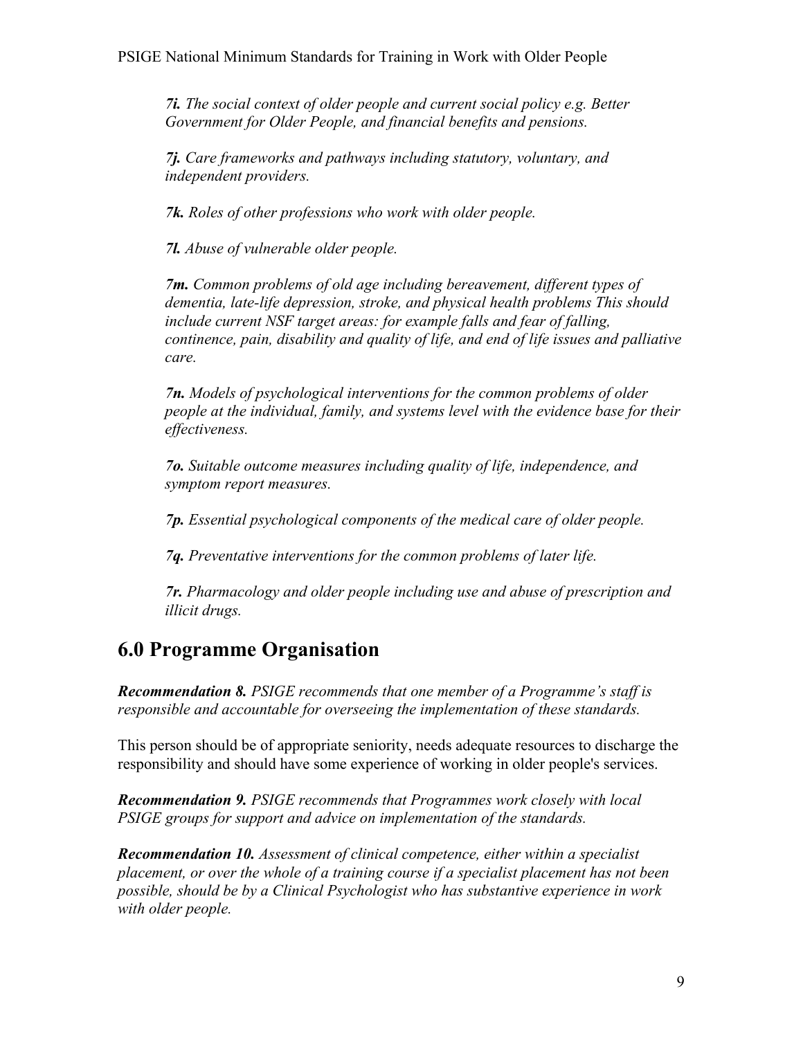*__7i.__ The social context of older people and current social policy e.g. Better Government for Older People, and financial benefits and pensions.*

*__7j.__ Care frameworks and pathways including statutory, voluntary, and independent providers.*

*__7k.__ Roles of other professions who work with older people.*

*__7l.__ Abuse of vulnerable older people.*

*__7m.__ Common problems of old age including bereavement, different types of dementia, late-life depression, stroke, and physical health problems This should include current NSF target areas: for example falls and fear of falling, continence, pain, disability and quality of life, and end of life issues and palliative care.*

*__7n.__ Models of psychological interventions for the common problems of older people at the individual, family, and systems level with the evidence base for their effectiveness.*

*__7o.__ Suitable outcome measures including quality of life, independence, and symptom report measures.*

*__7p.__ Essential psychological components of the medical care of older people.*

*__7q.__ Preventative interventions for the common problems of later life.*

*__7r.__ Pharmacology and older people including use and abuse of prescription and illicit drugs.*

## 6.0 Programme Organisation

***Recommendation 8.*** *PSIGE recommends that one member of a Programme's staff is responsible and accountable for overseeing the implementation of these standards.*

This person should be of appropriate seniority, needs adequate resources to discharge the responsibility and should have some experience of working in older people's services.

***Recommendation 9.*** *PSIGE recommends that Programmes work closely with local PSIGE groups for support and advice on implementation of the standards.*

***Recommendation 10.*** *Assessment of clinical competence, either within a specialist placement, or over the whole of a training course if a specialist placement has not been possible, should be by a Clinical Psychologist who has substantive experience in work with older people.*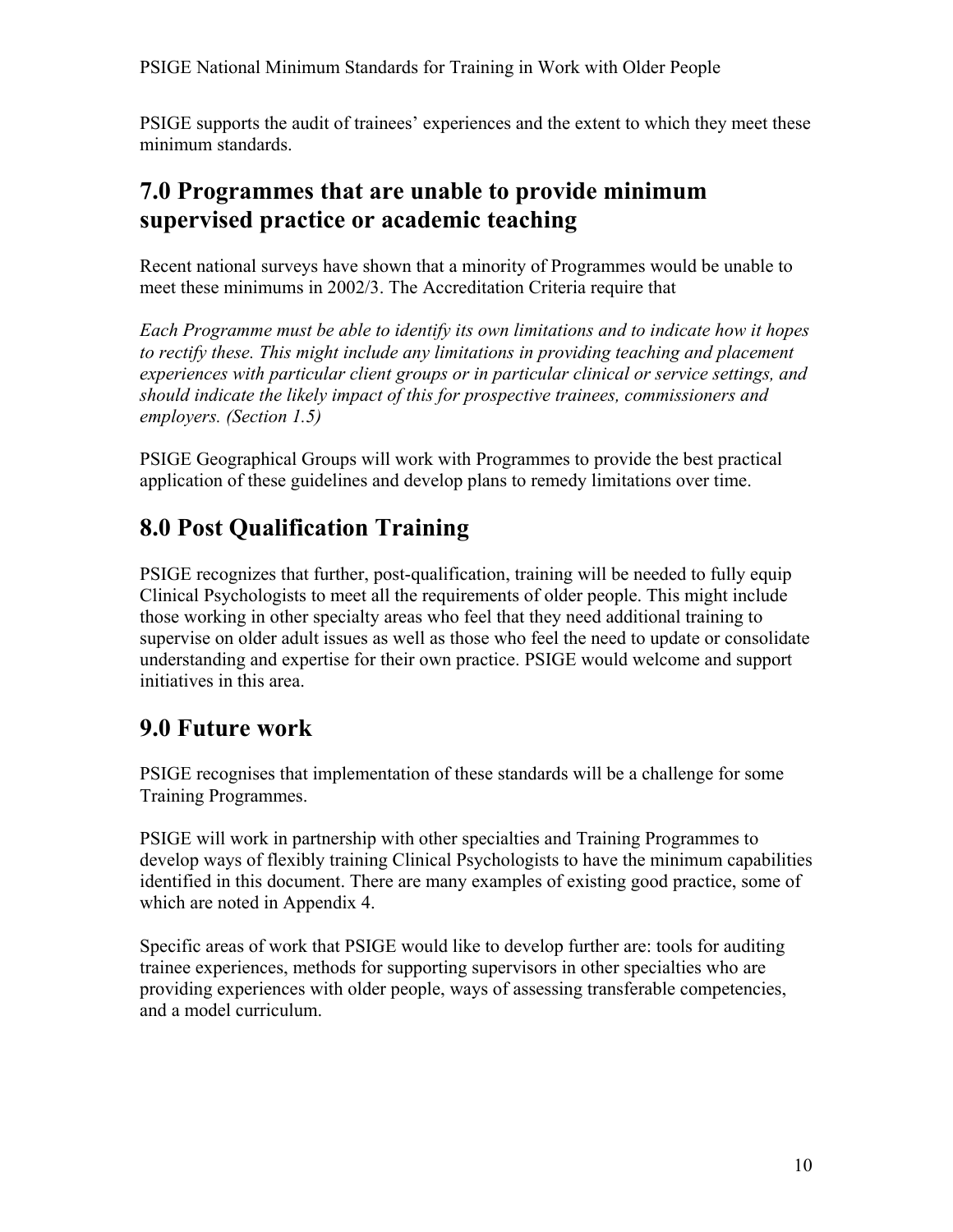PSIGE supports the audit of trainees' experiences and the extent to which they meet these minimum standards.

## 7.0 Programmes that are unable to provide minimum supervised practice or academic teaching

Recent national surveys have shown that a minority of Programmes would be unable to meet these minimums in 2002/3. The Accreditation Criteria require that

*Each Programme must be able to identify its own limitations and to indicate how it hopes to rectify these. This might include any limitations in providing teaching and placement experiences with particular client groups or in particular clinical or service settings, and should indicate the likely impact of this for prospective trainees, commissioners and employers. (Section 1.5)*

PSIGE Geographical Groups will work with Programmes to provide the best practical application of these guidelines and develop plans to remedy limitations over time.

## 8.0 Post Qualification Training

PSIGE recognizes that further, post-qualification, training will be needed to fully equip Clinical Psychologists to meet all the requirements of older people. This might include those working in other specialty areas who feel that they need additional training to supervise on older adult issues as well as those who feel the need to update or consolidate understanding and expertise for their own practice. PSIGE would welcome and support initiatives in this area.

## 9.0 Future work

PSIGE recognises that implementation of these standards will be a challenge for some Training Programmes.

PSIGE will work in partnership with other specialties and Training Programmes to develop ways of flexibly training Clinical Psychologists to have the minimum capabilities identified in this document. There are many examples of existing good practice, some of which are noted in Appendix 4.

Specific areas of work that PSIGE would like to develop further are: tools for auditing trainee experiences, methods for supporting supervisors in other specialties who are providing experiences with older people, ways of assessing transferable competencies, and a model curriculum.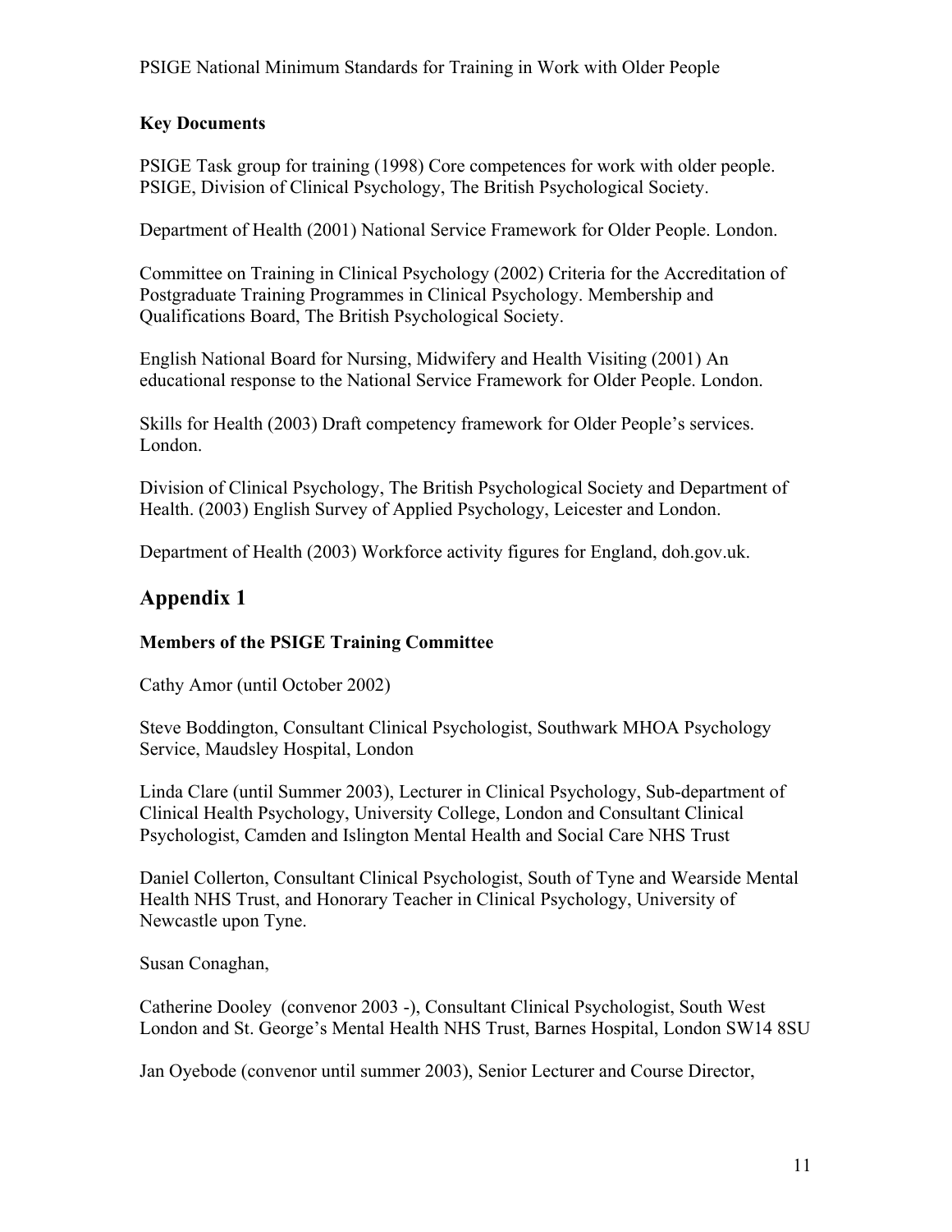### Key Documents

PSIGE Task group for training (1998) Core competences for work with older people. PSIGE, Division of Clinical Psychology, The British Psychological Society.

Department of Health (2001) National Service Framework for Older People. London.

Committee on Training in Clinical Psychology (2002) Criteria for the Accreditation of Postgraduate Training Programmes in Clinical Psychology. Membership and Qualifications Board, The British Psychological Society.

English National Board for Nursing, Midwifery and Health Visiting (2001) An educational response to the National Service Framework for Older People. London.

Skills for Health (2003) Draft competency framework for Older People's services. London.

Division of Clinical Psychology, The British Psychological Society and Department of Health. (2003) English Survey of Applied Psychology, Leicester and London.

Department of Health (2003) Workforce activity figures for England, doh.gov.uk.

## Appendix 1

### Members of the PSIGE Training Committee

Cathy Amor (until October 2002)

Steve Boddington, Consultant Clinical Psychologist, Southwark MHOA Psychology Service, Maudsley Hospital, London

Linda Clare (until Summer 2003), Lecturer in Clinical Psychology, Sub-department of Clinical Health Psychology, University College, London and Consultant Clinical Psychologist, Camden and Islington Mental Health and Social Care NHS Trust

Daniel Collerton, Consultant Clinical Psychologist, South of Tyne and Wearside Mental Health NHS Trust, and Honorary Teacher in Clinical Psychology, University of Newcastle upon Tyne.

Susan Conaghan,

Catherine Dooley (convenor 2003 -), Consultant Clinical Psychologist, South West London and St. George's Mental Health NHS Trust, Barnes Hospital, London SW14 8SU

Jan Oyebode (convenor until summer 2003), Senior Lecturer and Course Director,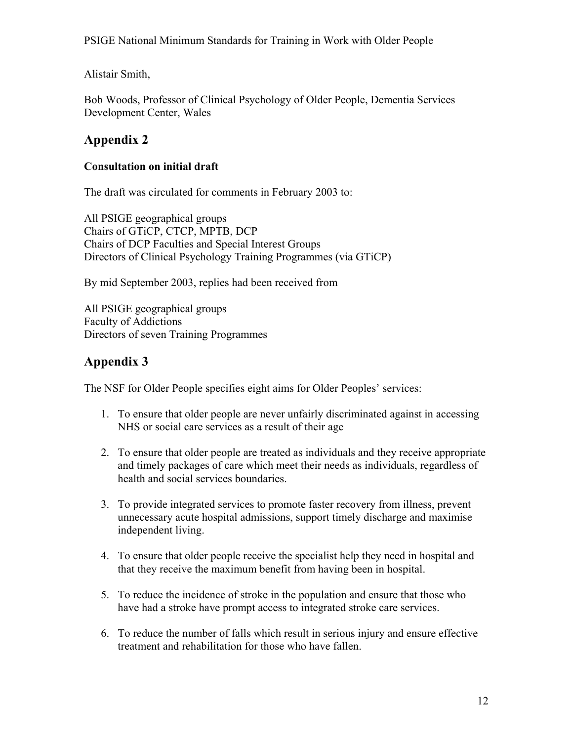Alistair Smith,

Bob Woods, Professor of Clinical Psychology of Older People, Dementia Services Development Center, Wales

## Appendix 2

**Consultation on initial draft**

The draft was circulated for comments in February 2003 to:

All PSIGE geographical groups
Chairs of GTiCP, CTCP, MPTB, DCP
Chairs of DCP Faculties and Special Interest Groups
Directors of Clinical Psychology Training Programmes (via GTiCP)

By mid September 2003, replies had been received from

All PSIGE geographical groups
Faculty of Addictions
Directors of seven Training Programmes

## Appendix 3

The NSF for Older People specifies eight aims for Older Peoples' services:

1. To ensure that older people are never unfairly discriminated against in accessing NHS or social care services as a result of their age

2. To ensure that older people are treated as individuals and they receive appropriate and timely packages of care which meet their needs as individuals, regardless of health and social services boundaries.

3. To provide integrated services to promote faster recovery from illness, prevent unnecessary acute hospital admissions, support timely discharge and maximise independent living.

4. To ensure that older people receive the specialist help they need in hospital and that they receive the maximum benefit from having been in hospital.

5. To reduce the incidence of stroke in the population and ensure that those who have had a stroke have prompt access to integrated stroke care services.

6. To reduce the number of falls which result in serious injury and ensure effective treatment and rehabilitation for those who have fallen.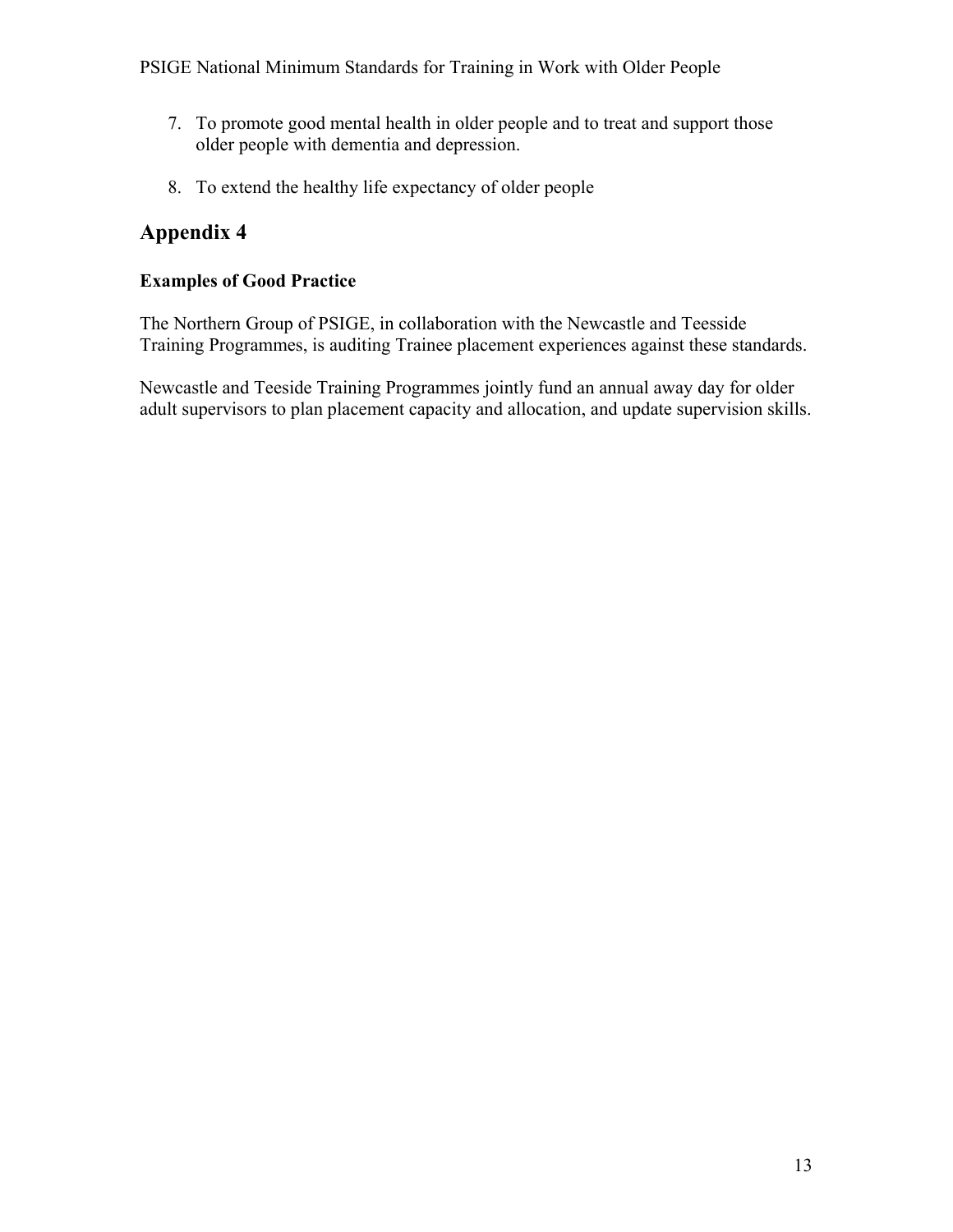7. To promote good mental health in older people and to treat and support those older people with dementia and depression.

8. To extend the healthy life expectancy of older people

## Appendix 4

**Examples of Good Practice**

The Northern Group of PSIGE, in collaboration with the Newcastle and Teesside Training Programmes, is auditing Trainee placement experiences against these standards.

Newcastle and Teeside Training Programmes jointly fund an annual away day for older adult supervisors to plan placement capacity and allocation, and update supervision skills.